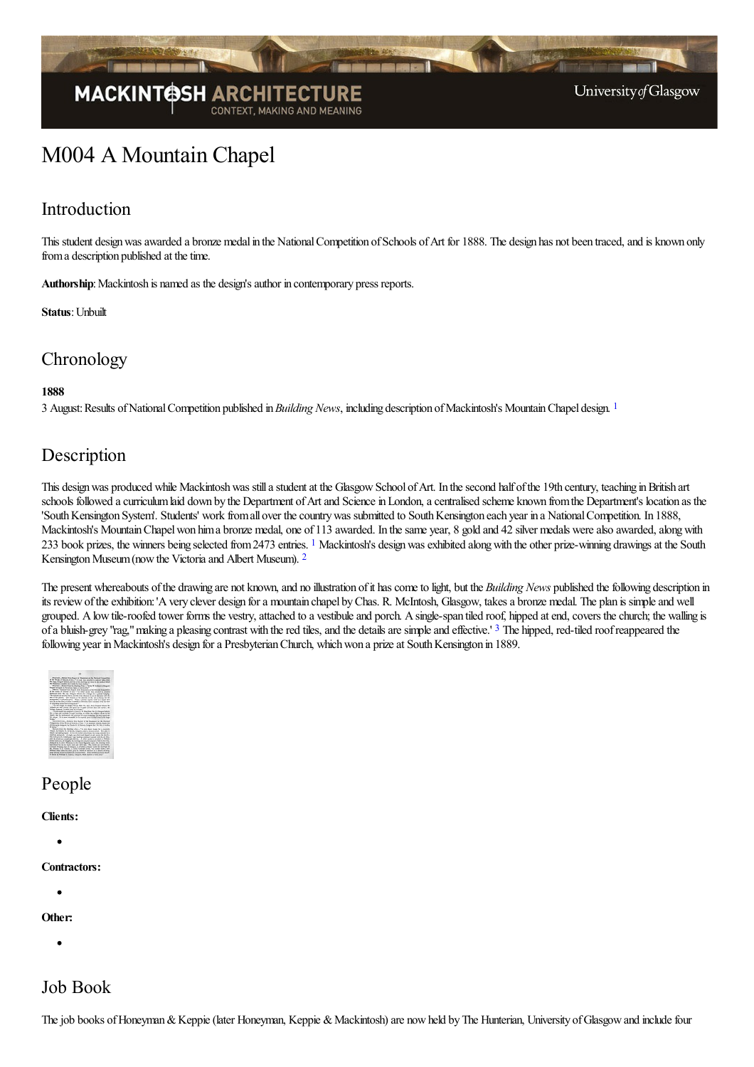# M004 A Mountain Chapel

## Introduction

This student design was awarded a bronze medal in the National Competition of Schools of Art for 1888. The design has not been traced, and is known only from a description published at the time.

**Authorship**: Mackintosh is named as the design's author in contemporary press reports.

**Status**: Unbuilt

## Chronology

**1888**

3 August: Results of National Competition published in *Building News*, including description of Mackintosh's Mountain Chapel design. [1]

## Description

This design was produced while Mackintosh was still a student at the Glasgow School of Art. In the second half of the 19th century, teaching in British art schools followed a curriculum laid down by the Department of Art and Science in London, a centralised scheme known from the Department's location as the 'South Kensington System'. Students' work from all over the country was submitted to South Kensington each year in a National Competition. In 1888, Mackintosh's Mountain Chapel won him a bronze medal, one of 113 awarded. In the same year, 8 gold and 42 silver medals were also awarded, along with 233 book prizes, the winners being selected from 2473 entries. [1] Mackintosh's design was exhibited along with the other prize-winning drawings at the South Kensington Museum (now the Victoria and Albert Museum). [2]

The present whereabouts of the drawing are not known, and no illustration of it has come to light, but the *Building News* published the following description in its review of the exhibition: 'A very clever design for a mountain chapel by Chas. R. McIntosh, Glasgow, takes a bronze medal. The plan is simple and well grouped. A low tile-roofed tower forms the vestry, attached to a vestibule and porch. A single-span tiled roof, hipped at end, covers the church; the walling is of a bluish-grey "rag," making a pleasing contrast with the red tiles, and the details are simple and effective.' [3] The hipped, red-tiled roof reappeared the following year in Mackintosh's design for a Presbyterian Church, which won a prize at South Kensington in 1889.

## People

**Clients:**

- 

**Contractors:**

- 

**Other:**

- 

## Job Book

The job books of Honeyman & Keppie (later Honeyman, Keppie & Mackintosh) are now held by The Hunterian, University of Glasgow and include four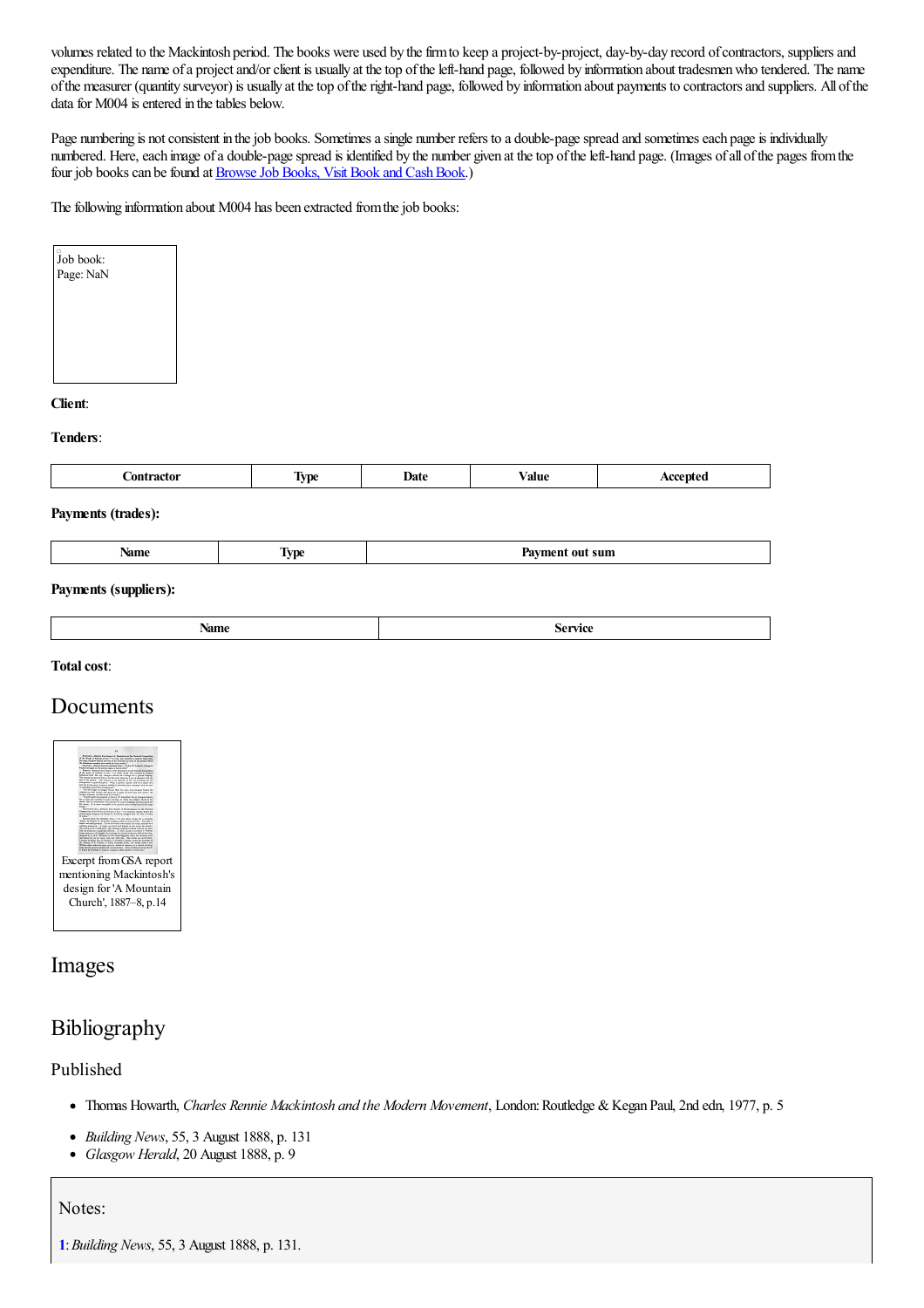volumes related to the Mackintosh period. The books were used by the firm to keep a project-by-project, day-by-day record of contractors, suppliers and expenditure. The name of a project and/or client is usually at the top of the left-hand page, followed by information about tradesmen who tendered. The name of the measurer (quantity surveyor) is usually at the top of the right-hand page, followed by information about payments to contractors and suppliers. All of the data for M004 is entered in the tables below.

Page numbering is not consistent in the job books. Sometimes a single number refers to a double-page spread and sometimes each page is individually numbered. Here, each image of a double-page spread is identified by the number given at the top of the left-hand page. (Images of all of the pages from the four job books can be found at Browse Job Books, Visit Book and Cash Book.)

The following information about M004 has been extracted from the job books:

Job book:
Page: NaN

**Client**:

**Tenders**:

| Contractor | Type | Date | Value | Accepted |
|---|---|---|---|---|

**Payments (trades):**

| Name | Type | Payment out sum |
|---|---|---|

**Payments (suppliers):**

| Name | Service |
|---|---|

**Total cost**:

## Documents

Excerpt from GSA report mentioning Mackintosh's design for 'A Mountain Church', 1887–8, p.14

## Images

## Bibliography

### Published

- Thomas Howarth, *Charles Rennie Mackintosh and the Modern Movement*, London: Routledge & Kegan Paul, 2nd edn, 1977, p. 5
- *Building News*, 55, 3 August 1888, p. 131
- *Glasgow Herald*, 20 August 1888, p. 9

### Notes:

**1**: *Building News*, 55, 3 August 1888, p. 131.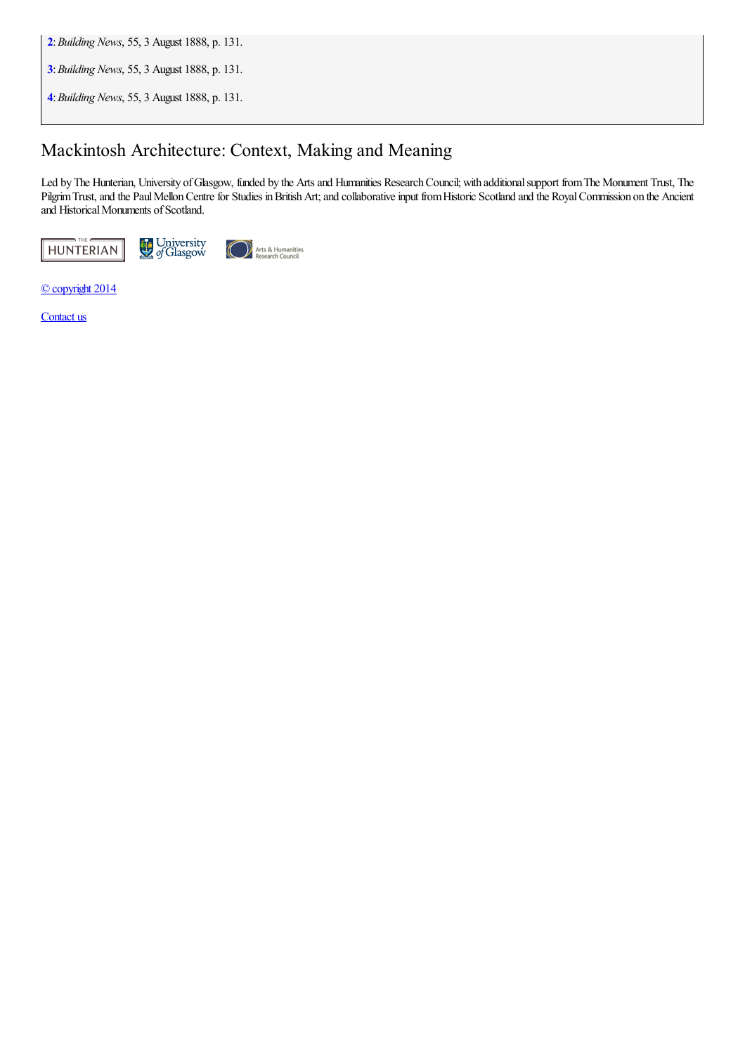**2**: *Building News*, 55, 3 August 1888, p. 131.

**3**: *Building News*, 55, 3 August 1888, p. 131.

**4**: *Building News*, 55, 3 August 1888, p. 131.

## Mackintosh Architecture: Context, Making and Meaning

Led by The Hunterian, University of Glasgow, funded by the Arts and Humanities Research Council; with additional support from The Monument Trust, The Pilgrim Trust, and the Paul Mellon Centre for Studies in British Art; and collaborative input from Historic Scotland and the Royal Commission on the Ancient and Historical Monuments of Scotland.

© copyright 2014

Contact us